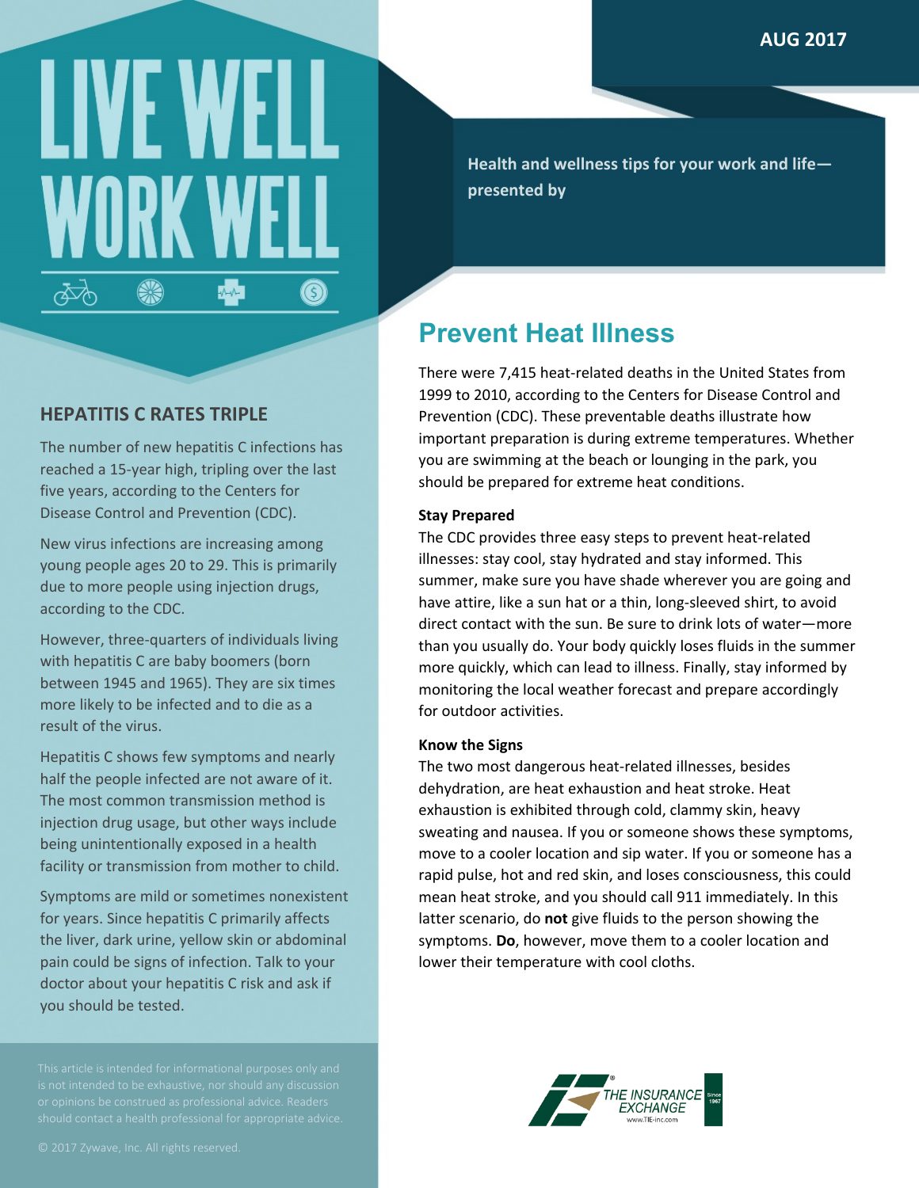# LIVE WELL WORK WELL

AUG 2017

Health and wellness tips for your work and life—presented by

## Prevent Heat Illness

There were 7,415 heat-related deaths in the United States from 1999 to 2010, according to the Centers for Disease Control and Prevention (CDC). These preventable deaths illustrate how important preparation is during extreme temperatures. Whether you are swimming at the beach or lounging in the park, you should be prepared for extreme heat conditions.

**Stay Prepared**

The CDC provides three easy steps to prevent heat-related illnesses: stay cool, stay hydrated and stay informed. This summer, make sure you have shade wherever you are going and have attire, like a sun hat or a thin, long-sleeved shirt, to avoid direct contact with the sun. Be sure to drink lots of water—more than you usually do. Your body quickly loses fluids in the summer more quickly, which can lead to illness. Finally, stay informed by monitoring the local weather forecast and prepare accordingly for outdoor activities.

**Know the Signs**

The two most dangerous heat-related illnesses, besides dehydration, are heat exhaustion and heat stroke. Heat exhaustion is exhibited through cold, clammy skin, heavy sweating and nausea. If you or someone shows these symptoms, move to a cooler location and sip water. If you or someone has a rapid pulse, hot and red skin, and loses consciousness, this could mean heat stroke, and you should call 911 immediately. In this latter scenario, do **not** give fluids to the person showing the symptoms. **Do**, however, move them to a cooler location and lower their temperature with cool cloths.

## HEPATITIS C RATES TRIPLE

The number of new hepatitis C infections has reached a 15-year high, tripling over the last five years, according to the Centers for Disease Control and Prevention (CDC).

New virus infections are increasing among young people ages 20 to 29. This is primarily due to more people using injection drugs, according to the CDC.

However, three-quarters of individuals living with hepatitis C are baby boomers (born between 1945 and 1965). They are six times more likely to be infected and to die as a result of the virus.

Hepatitis C shows few symptoms and nearly half the people infected are not aware of it. The most common transmission method is injection drug usage, but other ways include being unintentionally exposed in a health facility or transmission from mother to child.

Symptoms are mild or sometimes nonexistent for years. Since hepatitis C primarily affects the liver, dark urine, yellow skin or abdominal pain could be signs of infection. Talk to your doctor about your hepatitis C risk and ask if you should be tested.

This article is intended for informational purposes only and is not intended to be exhaustive, nor should any discussion or opinions be construed as professional advice. Readers should contact a health professional for appropriate advice.

© 2017 Zywave, Inc. All rights reserved.

THE INSURANCE EXCHANGE
Since 1967
www.TIE-inc.com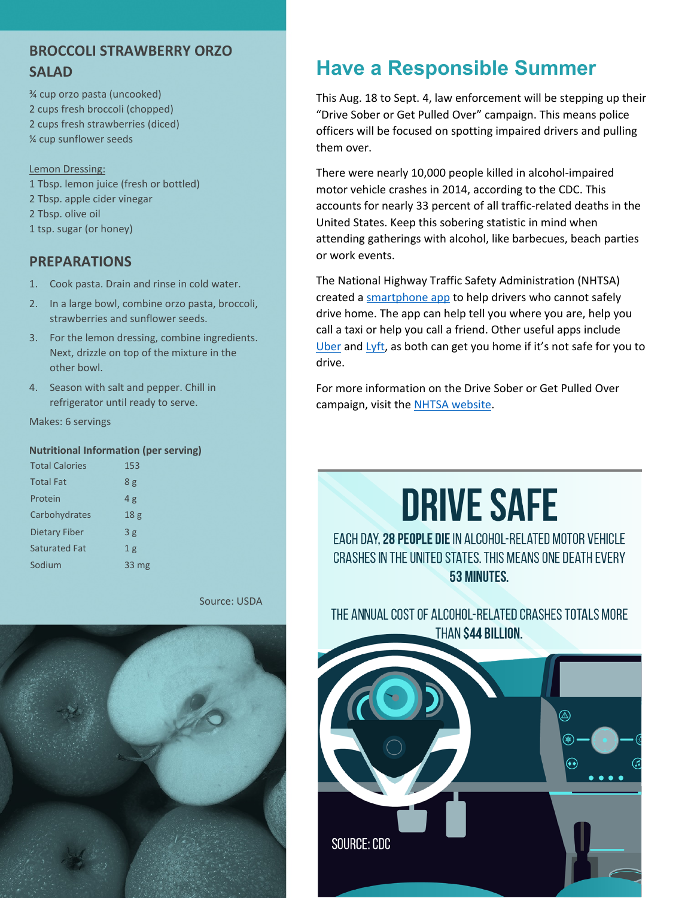## BROCCOLI STRAWBERRY ORZO SALAD

¾ cup orzo pasta (uncooked)
2 cups fresh broccoli (chopped)
2 cups fresh strawberries (diced)
¼ cup sunflower seeds

Lemon Dressing:
1 Tbsp. lemon juice (fresh or bottled)
2 Tbsp. apple cider vinegar
2 Tbsp. olive oil
1 tsp. sugar (or honey)

## PREPARATIONS

1. Cook pasta. Drain and rinse in cold water.
2. In a large bowl, combine orzo pasta, broccoli, strawberries and sunflower seeds.
3. For the lemon dressing, combine ingredients. Next, drizzle on top of the mixture in the other bowl.
4. Season with salt and pepper. Chill in refrigerator until ready to serve.

Makes: 6 servings

**Nutritional Information (per serving)**

| | |
|---|---|
| Total Calories | 153 |
| Total Fat | 8 g |
| Protein | 4 g |
| Carbohydrates | 18 g |
| Dietary Fiber | 3 g |
| Saturated Fat | 1 g |
| Sodium | 33 mg |

Source: USDA

# Have a Responsible Summer

This Aug. 18 to Sept. 4, law enforcement will be stepping up their "Drive Sober or Get Pulled Over" campaign. This means police officers will be focused on spotting impaired drivers and pulling them over.

There were nearly 10,000 people killed in alcohol-impaired motor vehicle crashes in 2014, according to the CDC. This accounts for nearly 33 percent of all traffic-related deaths in the United States. Keep this sobering statistic in mind when attending gatherings with alcohol, like barbecues, beach parties or work events.

The National Highway Traffic Safety Administration (NHTSA) created a smartphone app to help drivers who cannot safely drive home. The app can help tell you where you are, help you call a taxi or help you call a friend. Other useful apps include Uber and Lyft, as both can get you home if it's not safe for you to drive.

For more information on the Drive Sober or Get Pulled Over campaign, visit the NHTSA website.

DRIVE SAFE

EACH DAY, **28 PEOPLE DIE** IN ALCOHOL-RELATED MOTOR VEHICLE CRASHES IN THE UNITED STATES. THIS MEANS ONE DEATH EVERY **53 MINUTES.**

THE ANNUAL COST OF ALCOHOL-RELATED CRASHES TOTALS MORE THAN **$44 BILLION.**

SOURCE: CDC